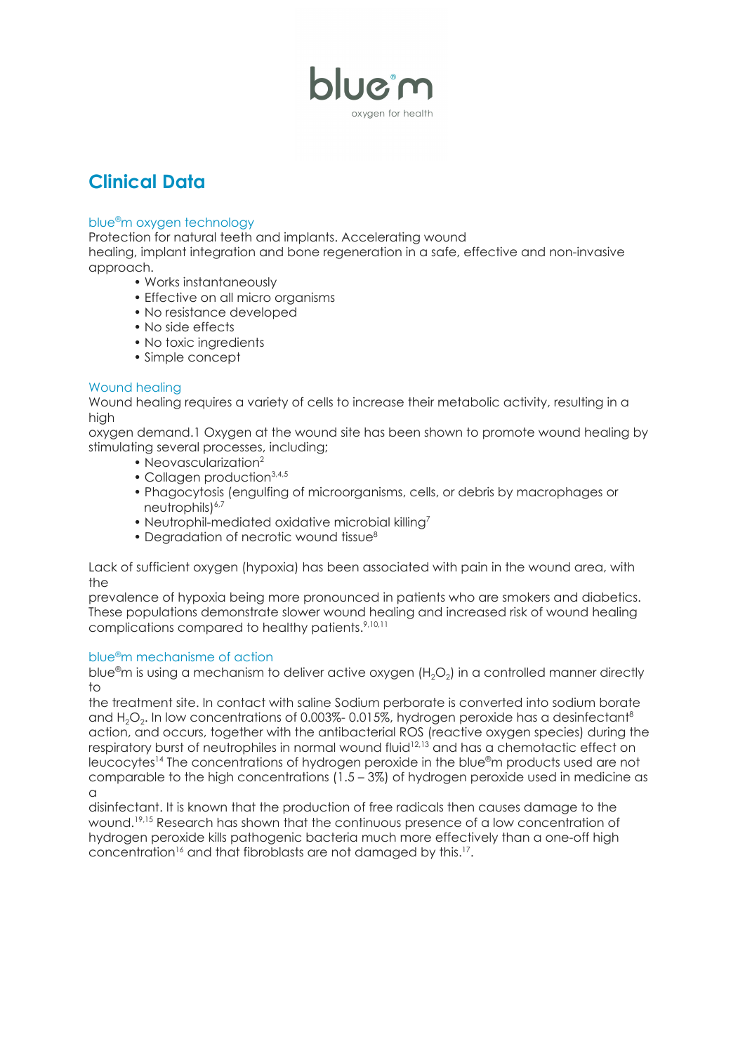blue®m

oxygen for health

# Clinical Data

## blue®m oxygen technology

Protection for natural teeth and implants. Accelerating wound healing, implant integration and bone regeneration in a safe, effective and non-invasive approach.

- Works instantaneously
- Effective on all micro organisms
- No resistance developed
- No side effects
- No toxic ingredients
- Simple concept

## Wound healing

Wound healing requires a variety of cells to increase their metabolic activity, resulting in a high oxygen demand.1 Oxygen at the wound site has been shown to promote wound healing by stimulating several processes, including;

- Neovascularization[2]
- Collagen production[3,4,5]
- Phagocytosis (engulfing of microorganisms, cells, or debris by macrophages or neutrophils)[6,7]
- Neutrophil-mediated oxidative microbial killing[7]
- Degradation of necrotic wound tissue[8]

Lack of sufficient oxygen (hypoxia) has been associated with pain in the wound area, with the prevalence of hypoxia being more pronounced in patients who are smokers and diabetics. These populations demonstrate slower wound healing and increased risk of wound healing complications compared to healthy patients.[9,10,11]

## blue®m mechanisme of action

blue®m is using a mechanism to deliver active oxygen ($H_2O_2$) in a controlled manner directly to the treatment site. In contact with saline Sodium perborate is converted into sodium borate and $H_2O_2$. In low concentrations of 0.003%- 0.015%, hydrogen peroxide has a desinfectant[8] action, and occurs, together with the antibacterial ROS (reactive oxygen species) during the respiratory burst of neutrophiles in normal wound fluid[12,13] and has a chemotactic effect on leucocytes[14] The concentrations of hydrogen peroxide in the blue®m products used are not comparable to the high concentrations (1.5 – 3%) of hydrogen peroxide used in medicine as a disinfectant. It is known that the production of free radicals then causes damage to the wound.[19,15] Research has shown that the continuous presence of a low concentration of hydrogen peroxide kills pathogenic bacteria much more effectively than a one-off high concentration[16] and that fibroblasts are not damaged by this.[17].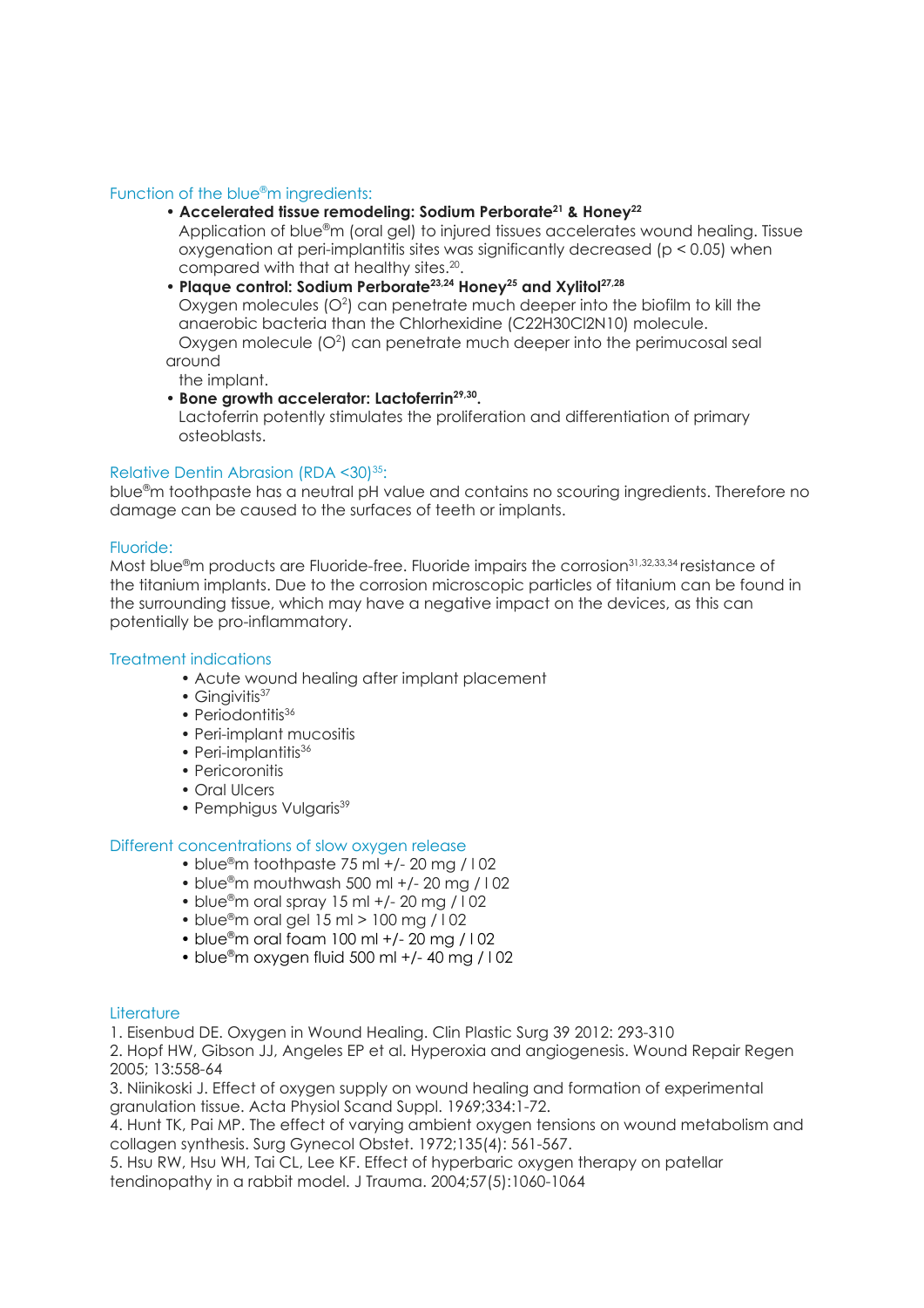## Function of the blue®m ingredients:

- **Accelerated tissue remodeling: Sodium Perborate[21] & Honey[22]**
  Application of blue®m (oral gel) to injured tissues accelerates wound healing. Tissue oxygenation at peri-implantitis sites was significantly decreased ($p < 0.05$) when compared with that at healthy sites.[20].
- **Plaque control: Sodium Perborate[23,24] Honey[25] and Xylitol[27,28]**
  Oxygen molecules ($O^2$) can penetrate much deeper into the biofilm to kill the anaerobic bacteria than the Chlorhexidine ($C22H30Cl2N10$) molecule.
  Oxygen molecule ($O^2$) can penetrate much deeper into the perimucosal seal around
  the implant.
- **Bone growth accelerator: Lactoferrin[29,30].**
  Lactoferrin potently stimulates the proliferation and differentiation of primary osteoblasts.

## Relative Dentin Abrasion (RDA <30)[35]:

blue®m toothpaste has a neutral pH value and contains no scouring ingredients. Therefore no damage can be caused to the surfaces of teeth or implants.

## Fluoride:

Most blue®m products are Fluoride-free. Fluoride impairs the corrosion[31,32,33,34] resistance of the titanium implants. Due to the corrosion microscopic particles of titanium can be found in the surrounding tissue, which may have a negative impact on the devices, as this can potentially be pro-inflammatory.

## Treatment indications

- Acute wound healing after implant placement
- Gingivitis[37]
- Periodontitis[36]
- Peri-implant mucositis
- Peri-implantitis[36]
- Pericoronitis
- Oral Ulcers
- Pemphigus Vulgaris[39]

## Different concentrations of slow oxygen release

- blue®m toothpaste 75 ml +/- 20 mg / l 02
- blue®m mouthwash 500 ml +/- 20 mg / l 02
- blue®m oral spray 15 ml +/- 20 mg / l 02
- blue®m oral gel 15 ml > 100 mg / l 02
- blue®m oral foam 100 ml +/- 20 mg / l 02
- blue®m oxygen fluid 500 ml +/- 40 mg / l 02

## Literature

1. Eisenbud DE. Oxygen in Wound Healing. Clin Plastic Surg 39 2012: 293-310
2. Hopf HW, Gibson JJ, Angeles EP et al. Hyperoxia and angiogenesis. Wound Repair Regen 2005; 13:558-64
3. Niinikoski J. Effect of oxygen supply on wound healing and formation of experimental granulation tissue. Acta Physiol Scand Suppl. 1969;334:1-72.
4. Hunt TK, Pai MP. The effect of varying ambient oxygen tensions on wound metabolism and collagen synthesis. Surg Gynecol Obstet. 1972;135(4): 561-567.
5. Hsu RW, Hsu WH, Tai CL, Lee KF. Effect of hyperbaric oxygen therapy on patellar tendinopathy in a rabbit model. J Trauma. 2004;57(5):1060-1064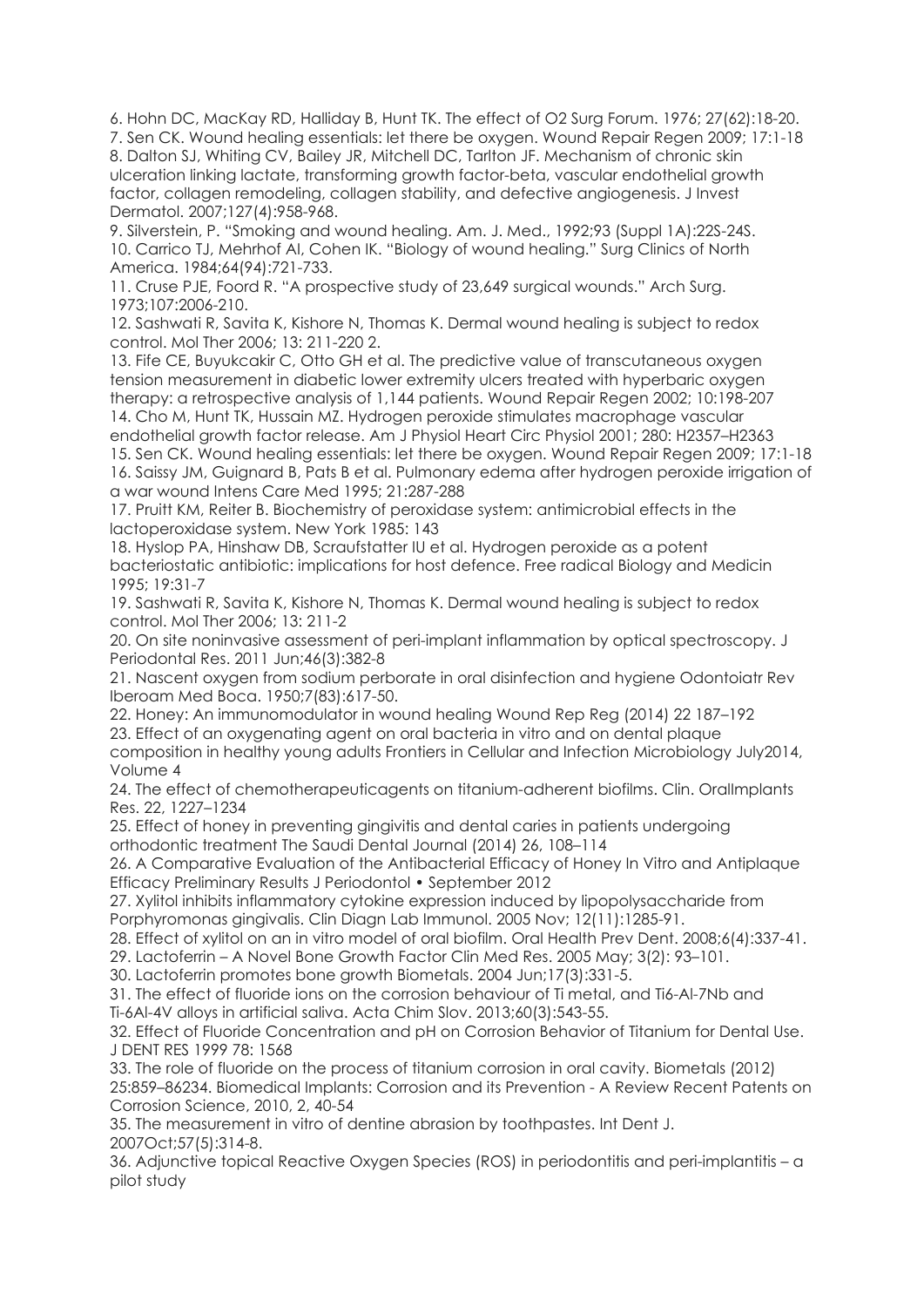6. Hohn DC, MacKay RD, Halliday B, Hunt TK. The effect of O2 Surg Forum. 1976; 27(62):18-20.

7. Sen CK. Wound healing essentials: let there be oxygen. Wound Repair Regen 2009; 17:1-18

8. Dalton SJ, Whiting CV, Bailey JR, Mitchell DC, Tarlton JF. Mechanism of chronic skin ulceration linking lactate, transforming growth factor-beta, vascular endothelial growth factor, collagen remodeling, collagen stability, and defective angiogenesis. J Invest Dermatol. 2007;127(4):958-968.

9. Silverstein, P. "Smoking and wound healing. Am. J. Med., 1992;93 (Suppl 1A):22S-24S.

10. Carrico TJ, Mehrhof AI, Cohen IK. "Biology of wound healing." Surg Clinics of North America. 1984;64(94):721-733.

11. Cruse PJE, Foord R. "A prospective study of 23,649 surgical wounds." Arch Surg. 1973;107:2006-210.

12. Sashwati R, Savita K, Kishore N, Thomas K. Dermal wound healing is subject to redox control. Mol Ther 2006; 13: 211-220 2.

13. Fife CE, Buyukcakir C, Otto GH et al. The predictive value of transcutaneous oxygen tension measurement in diabetic lower extremity ulcers treated with hyperbaric oxygen therapy: a retrospective analysis of 1,144 patients. Wound Repair Regen 2002; 10:198-207

14. Cho M, Hunt TK, Hussain MZ. Hydrogen peroxide stimulates macrophage vascular endothelial growth factor release. Am J Physiol Heart Circ Physiol 2001; 280: H2357–H2363

15. Sen CK. Wound healing essentials: let there be oxygen. Wound Repair Regen 2009; 17:1-18

16. Saissy JM, Guignard B, Pats B et al. Pulmonary edema after hydrogen peroxide irrigation of a war wound Intens Care Med 1995; 21:287-288

17. Pruitt KM, Reiter B. Biochemistry of peroxidase system: antimicrobial effects in the lactoperoxidase system. New York 1985: 143

18. Hyslop PA, Hinshaw DB, Scraufstatter IU et al. Hydrogen peroxide as a potent bacteriostatic antibiotic: implications for host defence. Free radical Biology and Medicin 1995; 19:31-7

19. Sashwati R, Savita K, Kishore N, Thomas K. Dermal wound healing is subject to redox control. Mol Ther 2006; 13: 211-2

20. On site noninvasive assessment of peri-implant inflammation by optical spectroscopy. J Periodontal Res. 2011 Jun;46(3):382-8

21. Nascent oxygen from sodium perborate in oral disinfection and hygiene Odontoiatr Rev Iberoam Med Boca. 1950;7(83):617-50.

22. Honey: An immunomodulator in wound healing Wound Rep Reg (2014) 22 187–192

23. Effect of an oxygenating agent on oral bacteria in vitro and on dental plaque composition in healthy young adults Frontiers in Cellular and Infection Microbiology July2014, Volume 4

24. The effect of chemotherapeuticagents on titanium-adherent biofilms. Clin. OralImplants Res. 22, 1227–1234

25. Effect of honey in preventing gingivitis and dental caries in patients undergoing orthodontic treatment The Saudi Dental Journal (2014) 26, 108–114

26. A Comparative Evaluation of the Antibacterial Efficacy of Honey In Vitro and Antiplaque Efficacy Preliminary Results J Periodontol • September 2012

27. Xylitol inhibits inflammatory cytokine expression induced by lipopolysaccharide from Porphyromonas gingivalis. Clin Diagn Lab Immunol. 2005 Nov; 12(11):1285-91.

28. Effect of xylitol on an in vitro model of oral biofilm. Oral Health Prev Dent. 2008;6(4):337-41.

29. Lactoferrin – A Novel Bone Growth Factor Clin Med Res. 2005 May; 3(2): 93–101.

30. Lactoferrin promotes bone growth Biometals. 2004 Jun;17(3):331-5.

31. The effect of fluoride ions on the corrosion behaviour of Ti metal, and Ti6-Al-7Nb and Ti-6Al-4V alloys in artificial saliva. Acta Chim Slov. 2013;60(3):543-55.

32. Effect of Fluoride Concentration and pH on Corrosion Behavior of Titanium for Dental Use. J DENT RES 1999 78: 1568

33. The role of fluoride on the process of titanium corrosion in oral cavity. Biometals (2012) 25:859–86234. Biomedical Implants: Corrosion and its Prevention - A Review Recent Patents on Corrosion Science, 2010, 2, 40-54

35. The measurement in vitro of dentine abrasion by toothpastes. Int Dent J. 2007Oct;57(5):314-8.

36. Adjunctive topical Reactive Oxygen Species (ROS) in periodontitis and peri-implantitis – a pilot study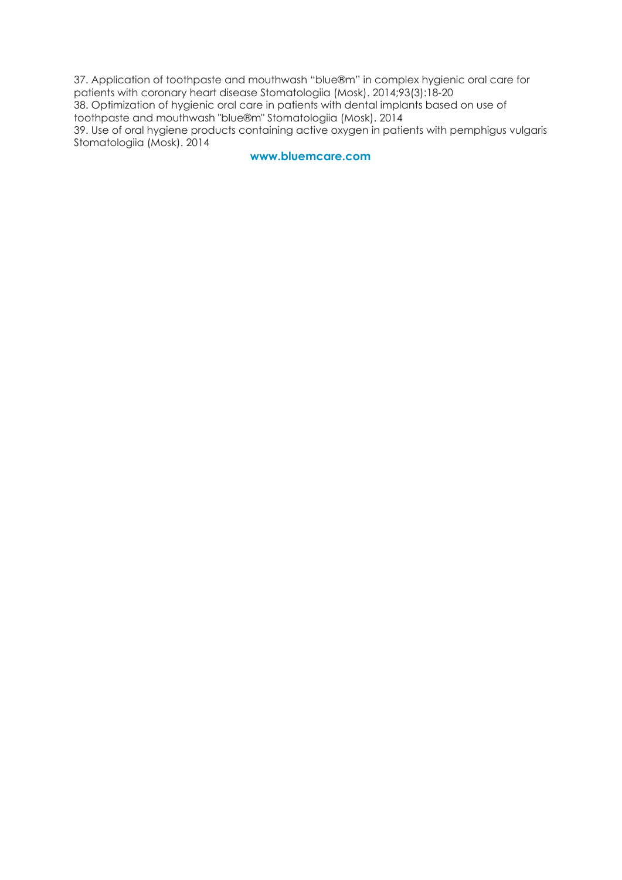37. Application of toothpaste and mouthwash "blue®m" in complex hygienic oral care for patients with coronary heart disease Stomatologiia (Mosk). 2014;93(3):18-20

38. Optimization of hygienic oral care in patients with dental implants based on use of toothpaste and mouthwash "blue®m" Stomatologiia (Mosk). 2014

39. Use of oral hygiene products containing active oxygen in patients with pemphigus vulgaris Stomatologiia (Mosk). 2014

**www.bluemcare.com**